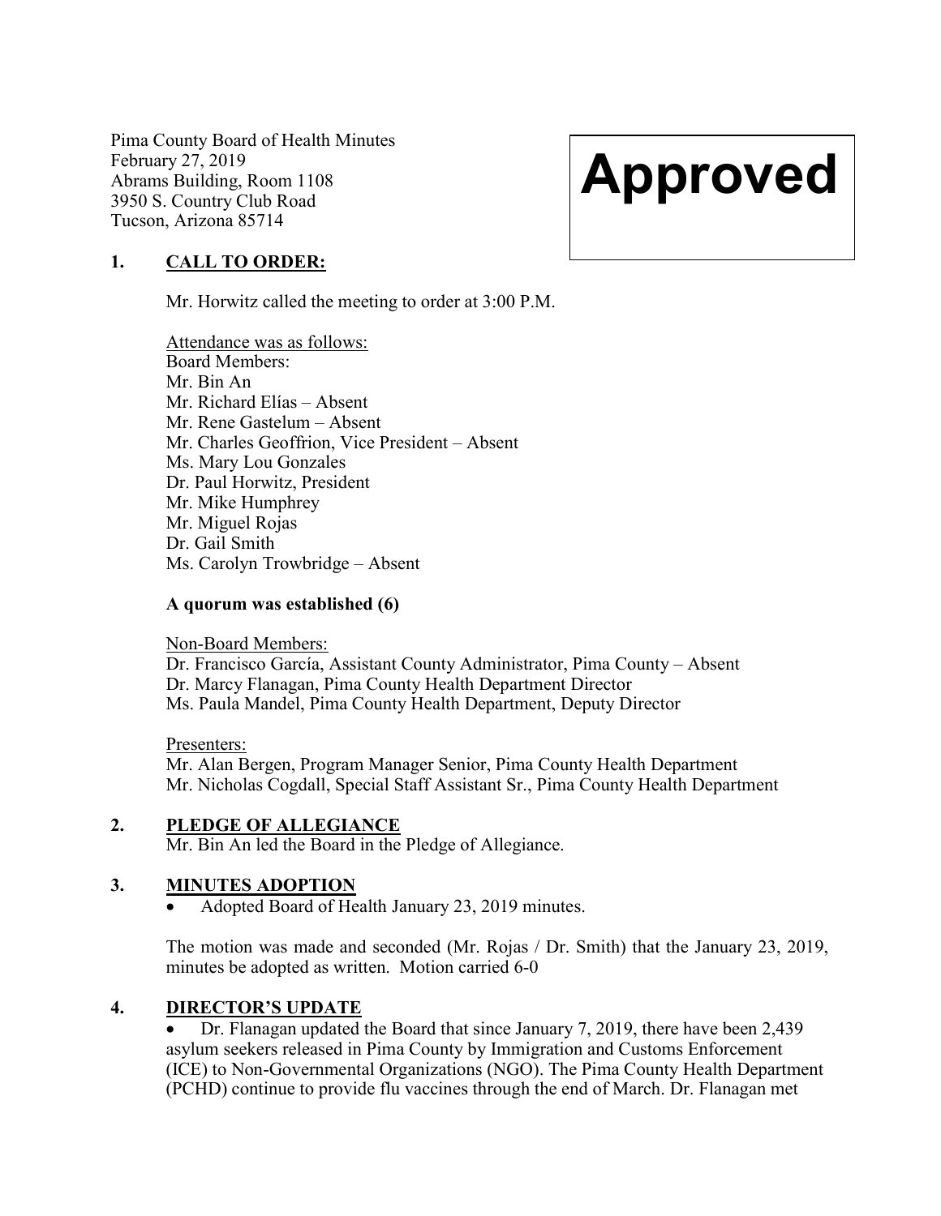Pima County Board of Health Minutes
February 27, 2019
Abrams Building, Room 1108
3950 S. Country Club Road
Tucson, Arizona 85714

**Approved**

## 1. CALL TO ORDER:

Mr. Horwitz called the meeting to order at 3:00 P.M.

Attendance was as follows:
Board Members:
Mr. Bin An
Mr. Richard Elías – Absent
Mr. Rene Gastelum – Absent
Mr. Charles Geoffrion, Vice President – Absent
Ms. Mary Lou Gonzales
Dr. Paul Horwitz, President
Mr. Mike Humphrey
Mr. Miguel Rojas
Dr. Gail Smith
Ms. Carolyn Trowbridge – Absent

**A quorum was established (6)**

Non-Board Members:
Dr. Francisco García, Assistant County Administrator, Pima County – Absent
Dr. Marcy Flanagan, Pima County Health Department Director
Ms. Paula Mandel, Pima County Health Department, Deputy Director

Presenters:
Mr. Alan Bergen, Program Manager Senior, Pima County Health Department
Mr. Nicholas Cogdall, Special Staff Assistant Sr., Pima County Health Department

## 2. PLEDGE OF ALLEGIANCE

Mr. Bin An led the Board in the Pledge of Allegiance.

## 3. MINUTES ADOPTION

- Adopted Board of Health January 23, 2019 minutes.

The motion was made and seconded (Mr. Rojas / Dr. Smith) that the January 23, 2019, minutes be adopted as written. Motion carried 6-0

## 4. DIRECTOR'S UPDATE

- Dr. Flanagan updated the Board that since January 7, 2019, there have been 2,439 asylum seekers released in Pima County by Immigration and Customs Enforcement (ICE) to Non-Governmental Organizations (NGO). The Pima County Health Department (PCHD) continue to provide flu vaccines through the end of March. Dr. Flanagan met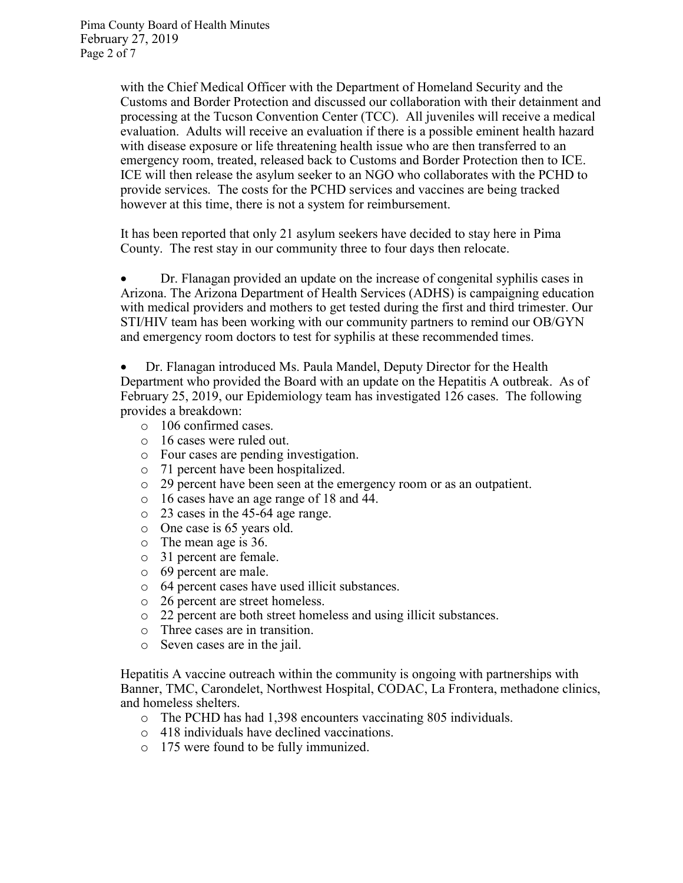with the Chief Medical Officer with the Department of Homeland Security and the Customs and Border Protection and discussed our collaboration with their detainment and processing at the Tucson Convention Center (TCC). All juveniles will receive a medical evaluation. Adults will receive an evaluation if there is a possible eminent health hazard with disease exposure or life threatening health issue who are then transferred to an emergency room, treated, released back to Customs and Border Protection then to ICE. ICE will then release the asylum seeker to an NGO who collaborates with the PCHD to provide services. The costs for the PCHD services and vaccines are being tracked however at this time, there is not a system for reimbursement.

It has been reported that only 21 asylum seekers have decided to stay here in Pima County. The rest stay in our community three to four days then relocate.

- Dr. Flanagan provided an update on the increase of congenital syphilis cases in Arizona. The Arizona Department of Health Services (ADHS) is campaigning education with medical providers and mothers to get tested during the first and third trimester. Our STI/HIV team has been working with our community partners to remind our OB/GYN and emergency room doctors to test for syphilis at these recommended times.

- Dr. Flanagan introduced Ms. Paula Mandel, Deputy Director for the Health Department who provided the Board with an update on the Hepatitis A outbreak. As of February 25, 2019, our Epidemiology team has investigated 126 cases. The following provides a breakdown:
  - 106 confirmed cases.
  - 16 cases were ruled out.
  - Four cases are pending investigation.
  - 71 percent have been hospitalized.
  - 29 percent have been seen at the emergency room or as an outpatient.
  - 16 cases have an age range of 18 and 44.
  - 23 cases in the 45-64 age range.
  - One case is 65 years old.
  - The mean age is 36.
  - 31 percent are female.
  - 69 percent are male.
  - 64 percent cases have used illicit substances.
  - 26 percent are street homeless.
  - 22 percent are both street homeless and using illicit substances.
  - Three cases are in transition.
  - Seven cases are in the jail.

Hepatitis A vaccine outreach within the community is ongoing with partnerships with Banner, TMC, Carondelet, Northwest Hospital, CODAC, La Frontera, methadone clinics, and homeless shelters.

- The PCHD has had 1,398 encounters vaccinating 805 individuals.
- 418 individuals have declined vaccinations.
- 175 were found to be fully immunized.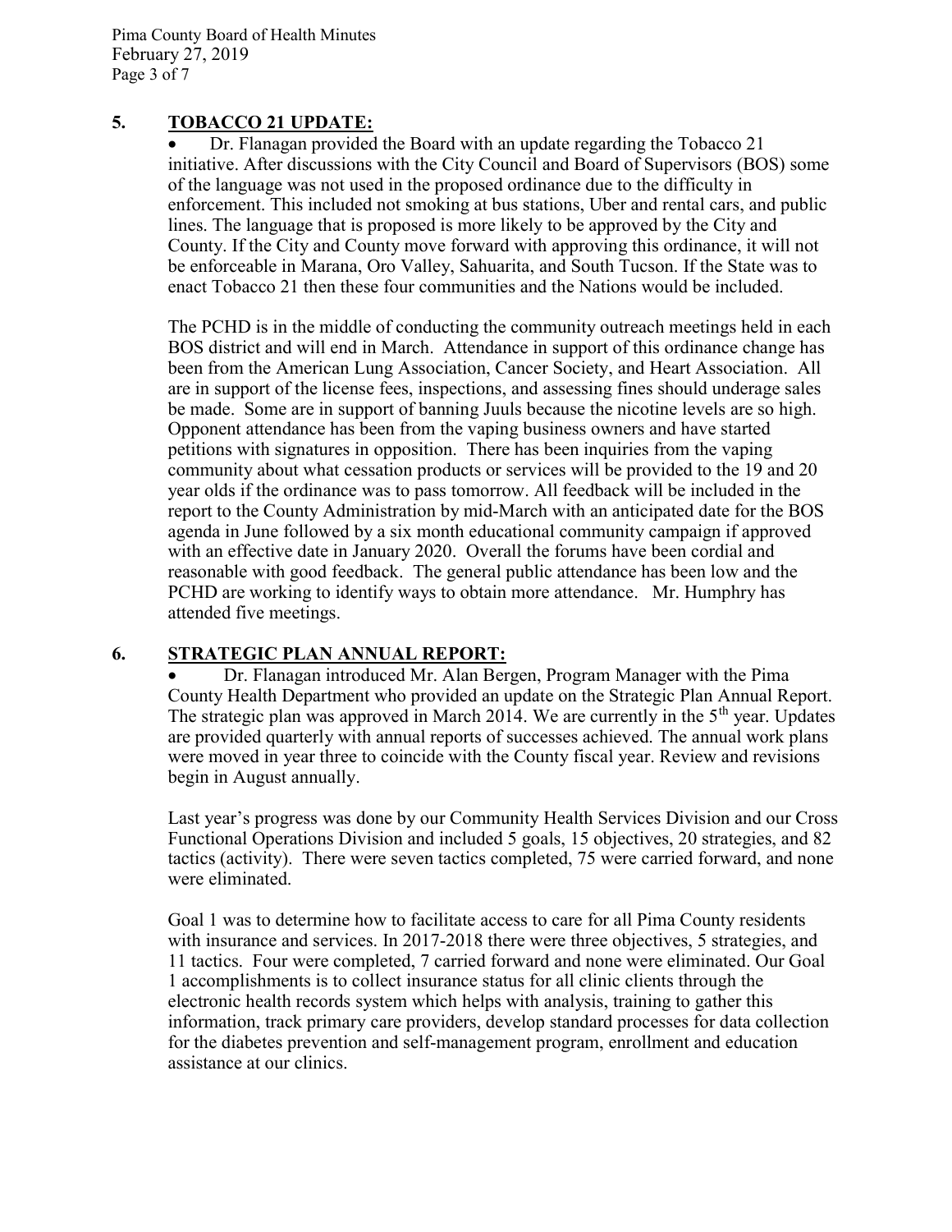## 5. TOBACCO 21 UPDATE:

- Dr. Flanagan provided the Board with an update regarding the Tobacco 21 initiative. After discussions with the City Council and Board of Supervisors (BOS) some of the language was not used in the proposed ordinance due to the difficulty in enforcement. This included not smoking at bus stations, Uber and rental cars, and public lines. The language that is proposed is more likely to be approved by the City and County. If the City and County move forward with approving this ordinance, it will not be enforceable in Marana, Oro Valley, Sahuarita, and South Tucson. If the State was to enact Tobacco 21 then these four communities and the Nations would be included.

The PCHD is in the middle of conducting the community outreach meetings held in each BOS district and will end in March. Attendance in support of this ordinance change has been from the American Lung Association, Cancer Society, and Heart Association. All are in support of the license fees, inspections, and assessing fines should underage sales be made. Some are in support of banning Juuls because the nicotine levels are so high. Opponent attendance has been from the vaping business owners and have started petitions with signatures in opposition. There has been inquiries from the vaping community about what cessation products or services will be provided to the 19 and 20 year olds if the ordinance was to pass tomorrow. All feedback will be included in the report to the County Administration by mid-March with an anticipated date for the BOS agenda in June followed by a six month educational community campaign if approved with an effective date in January 2020. Overall the forums have been cordial and reasonable with good feedback. The general public attendance has been low and the PCHD are working to identify ways to obtain more attendance. Mr. Humphry has attended five meetings.

## 6. STRATEGIC PLAN ANNUAL REPORT:

- Dr. Flanagan introduced Mr. Alan Bergen, Program Manager with the Pima County Health Department who provided an update on the Strategic Plan Annual Report. The strategic plan was approved in March 2014. We are currently in the 5th year. Updates are provided quarterly with annual reports of successes achieved. The annual work plans were moved in year three to coincide with the County fiscal year. Review and revisions begin in August annually.

Last year's progress was done by our Community Health Services Division and our Cross Functional Operations Division and included 5 goals, 15 objectives, 20 strategies, and 82 tactics (activity). There were seven tactics completed, 75 were carried forward, and none were eliminated.

Goal 1 was to determine how to facilitate access to care for all Pima County residents with insurance and services. In 2017-2018 there were three objectives, 5 strategies, and 11 tactics. Four were completed, 7 carried forward and none were eliminated. Our Goal 1 accomplishments is to collect insurance status for all clinic clients through the electronic health records system which helps with analysis, training to gather this information, track primary care providers, develop standard processes for data collection for the diabetes prevention and self-management program, enrollment and education assistance at our clinics.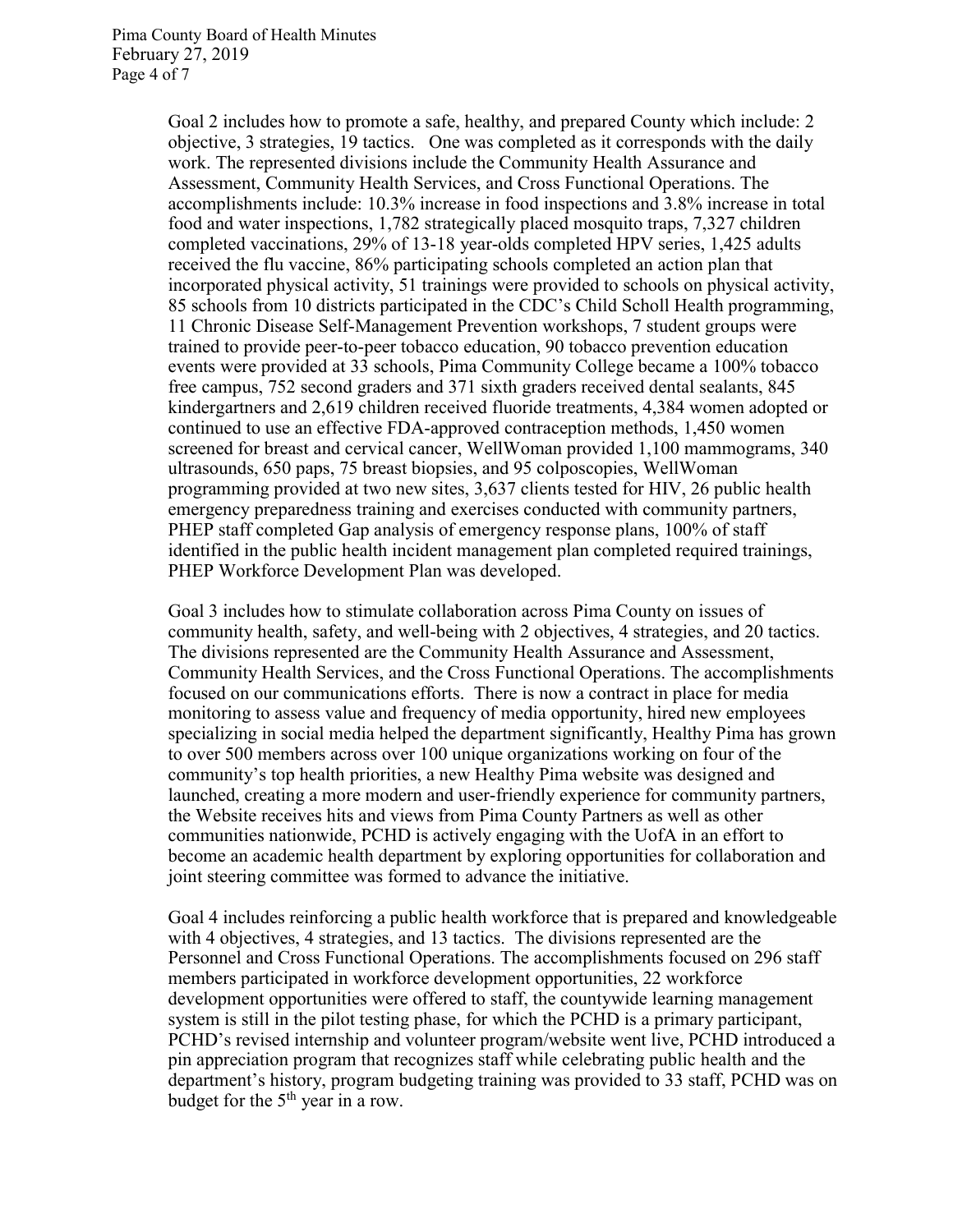Goal 2 includes how to promote a safe, healthy, and prepared County which include: 2 objective, 3 strategies, 19 tactics. One was completed as it corresponds with the daily work. The represented divisions include the Community Health Assurance and Assessment, Community Health Services, and Cross Functional Operations. The accomplishments include: 10.3% increase in food inspections and 3.8% increase in total food and water inspections, 1,782 strategically placed mosquito traps, 7,327 children completed vaccinations, 29% of 13-18 year-olds completed HPV series, 1,425 adults received the flu vaccine, 86% participating schools completed an action plan that incorporated physical activity, 51 trainings were provided to schools on physical activity, 85 schools from 10 districts participated in the CDC's Child Scholl Health programming, 11 Chronic Disease Self-Management Prevention workshops, 7 student groups were trained to provide peer-to-peer tobacco education, 90 tobacco prevention education events were provided at 33 schools, Pima Community College became a 100% tobacco free campus, 752 second graders and 371 sixth graders received dental sealants, 845 kindergartners and 2,619 children received fluoride treatments, 4,384 women adopted or continued to use an effective FDA-approved contraception methods, 1,450 women screened for breast and cervical cancer, WellWoman provided 1,100 mammograms, 340 ultrasounds, 650 paps, 75 breast biopsies, and 95 colposcopies, WellWoman programming provided at two new sites, 3,637 clients tested for HIV, 26 public health emergency preparedness training and exercises conducted with community partners, PHEP staff completed Gap analysis of emergency response plans, 100% of staff identified in the public health incident management plan completed required trainings, PHEP Workforce Development Plan was developed.

Goal 3 includes how to stimulate collaboration across Pima County on issues of community health, safety, and well-being with 2 objectives, 4 strategies, and 20 tactics. The divisions represented are the Community Health Assurance and Assessment, Community Health Services, and the Cross Functional Operations. The accomplishments focused on our communications efforts. There is now a contract in place for media monitoring to assess value and frequency of media opportunity, hired new employees specializing in social media helped the department significantly, Healthy Pima has grown to over 500 members across over 100 unique organizations working on four of the community's top health priorities, a new Healthy Pima website was designed and launched, creating a more modern and user-friendly experience for community partners, the Website receives hits and views from Pima County Partners as well as other communities nationwide, PCHD is actively engaging with the UofA in an effort to become an academic health department by exploring opportunities for collaboration and joint steering committee was formed to advance the initiative.

Goal 4 includes reinforcing a public health workforce that is prepared and knowledgeable with 4 objectives, 4 strategies, and 13 tactics. The divisions represented are the Personnel and Cross Functional Operations. The accomplishments focused on 296 staff members participated in workforce development opportunities, 22 workforce development opportunities were offered to staff, the countywide learning management system is still in the pilot testing phase, for which the PCHD is a primary participant, PCHD's revised internship and volunteer program/website went live, PCHD introduced a pin appreciation program that recognizes staff while celebrating public health and the department's history, program budgeting training was provided to 33 staff, PCHD was on budget for the 5th year in a row.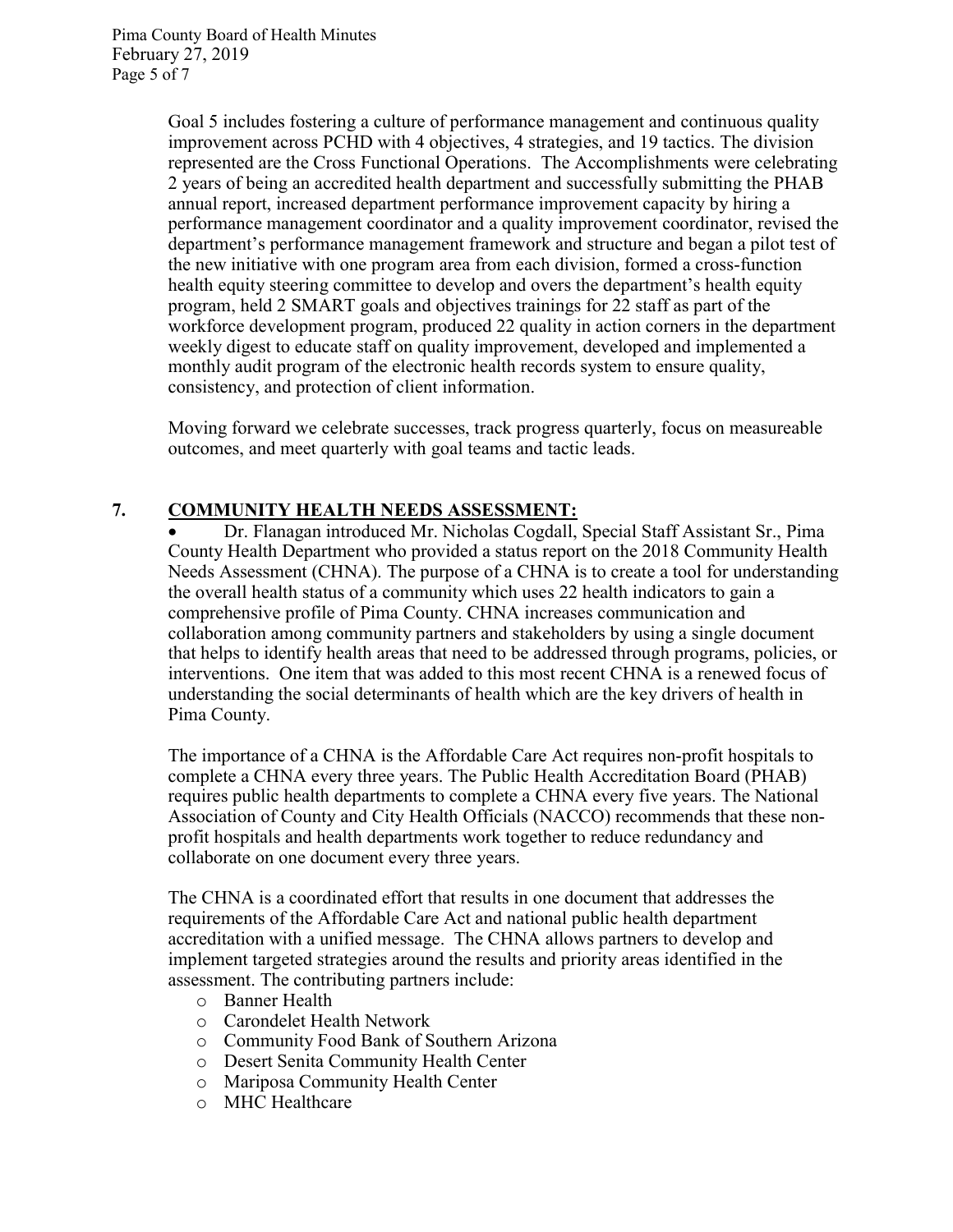Goal 5 includes fostering a culture of performance management and continuous quality improvement across PCHD with 4 objectives, 4 strategies, and 19 tactics. The division represented are the Cross Functional Operations. The Accomplishments were celebrating 2 years of being an accredited health department and successfully submitting the PHAB annual report, increased department performance improvement capacity by hiring a performance management coordinator and a quality improvement coordinator, revised the department's performance management framework and structure and began a pilot test of the new initiative with one program area from each division, formed a cross-function health equity steering committee to develop and overs the department's health equity program, held 2 SMART goals and objectives trainings for 22 staff as part of the workforce development program, produced 22 quality in action corners in the department weekly digest to educate staff on quality improvement, developed and implemented a monthly audit program of the electronic health records system to ensure quality, consistency, and protection of client information.

Moving forward we celebrate successes, track progress quarterly, focus on measureable outcomes, and meet quarterly with goal teams and tactic leads.

## 7. COMMUNITY HEALTH NEEDS ASSESSMENT:

- Dr. Flanagan introduced Mr. Nicholas Cogdall, Special Staff Assistant Sr., Pima County Health Department who provided a status report on the 2018 Community Health Needs Assessment (CHNA). The purpose of a CHNA is to create a tool for understanding the overall health status of a community which uses 22 health indicators to gain a comprehensive profile of Pima County. CHNA increases communication and collaboration among community partners and stakeholders by using a single document that helps to identify health areas that need to be addressed through programs, policies, or interventions. One item that was added to this most recent CHNA is a renewed focus of understanding the social determinants of health which are the key drivers of health in Pima County.

The importance of a CHNA is the Affordable Care Act requires non-profit hospitals to complete a CHNA every three years. The Public Health Accreditation Board (PHAB) requires public health departments to complete a CHNA every five years. The National Association of County and City Health Officials (NACCO) recommends that these non-profit hospitals and health departments work together to reduce redundancy and collaborate on one document every three years.

The CHNA is a coordinated effort that results in one document that addresses the requirements of the Affordable Care Act and national public health department accreditation with a unified message. The CHNA allows partners to develop and implement targeted strategies around the results and priority areas identified in the assessment. The contributing partners include:

- Banner Health
- Carondelet Health Network
- Community Food Bank of Southern Arizona
- Desert Senita Community Health Center
- Mariposa Community Health Center
- MHC Healthcare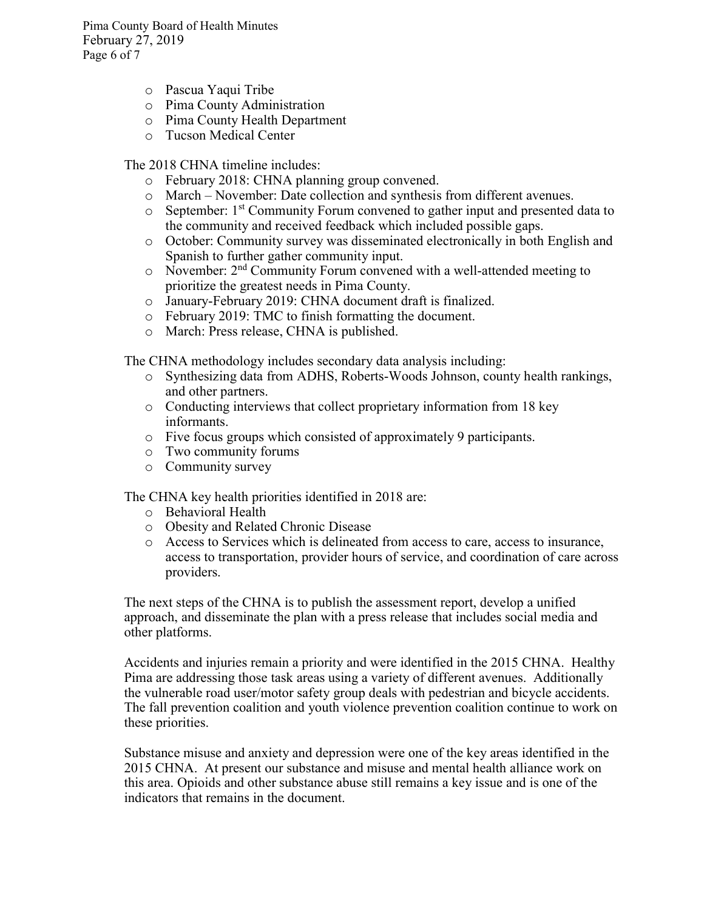- Pascua Yaqui Tribe
- Pima County Administration
- Pima County Health Department
- Tucson Medical Center

The 2018 CHNA timeline includes:

- February 2018: CHNA planning group convened.
- March – November: Date collection and synthesis from different avenues.
- September: 1st Community Forum convened to gather input and presented data to the community and received feedback which included possible gaps.
- October: Community survey was disseminated electronically in both English and Spanish to further gather community input.
- November: 2nd Community Forum convened with a well-attended meeting to prioritize the greatest needs in Pima County.
- January-February 2019: CHNA document draft is finalized.
- February 2019: TMC to finish formatting the document.
- March: Press release, CHNA is published.

The CHNA methodology includes secondary data analysis including:

- Synthesizing data from ADHS, Roberts-Woods Johnson, county health rankings, and other partners.
- Conducting interviews that collect proprietary information from 18 key informants.
- Five focus groups which consisted of approximately 9 participants.
- Two community forums
- Community survey

The CHNA key health priorities identified in 2018 are:

- Behavioral Health
- Obesity and Related Chronic Disease
- Access to Services which is delineated from access to care, access to insurance, access to transportation, provider hours of service, and coordination of care across providers.

The next steps of the CHNA is to publish the assessment report, develop a unified approach, and disseminate the plan with a press release that includes social media and other platforms.

Accidents and injuries remain a priority and were identified in the 2015 CHNA. Healthy Pima are addressing those task areas using a variety of different avenues. Additionally the vulnerable road user/motor safety group deals with pedestrian and bicycle accidents. The fall prevention coalition and youth violence prevention coalition continue to work on these priorities.

Substance misuse and anxiety and depression were one of the key areas identified in the 2015 CHNA. At present our substance and misuse and mental health alliance work on this area. Opioids and other substance abuse still remains a key issue and is one of the indicators that remains in the document.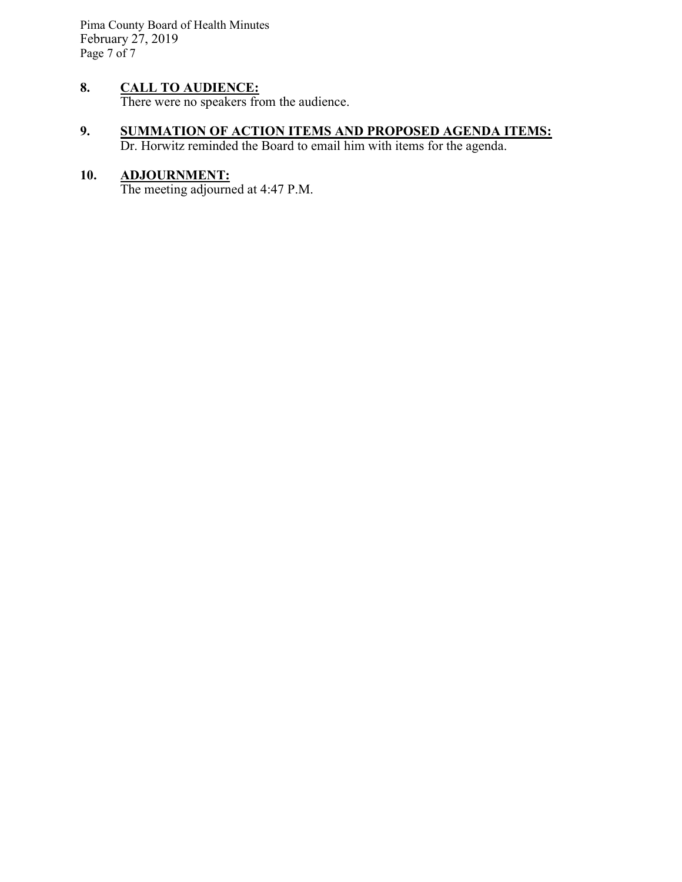**8. CALL TO AUDIENCE:**

There were no speakers from the audience.

**9. SUMMATION OF ACTION ITEMS AND PROPOSED AGENDA ITEMS:**

Dr. Horwitz reminded the Board to email him with items for the agenda.

**10. ADJOURNMENT:**

The meeting adjourned at 4:47 P.M.